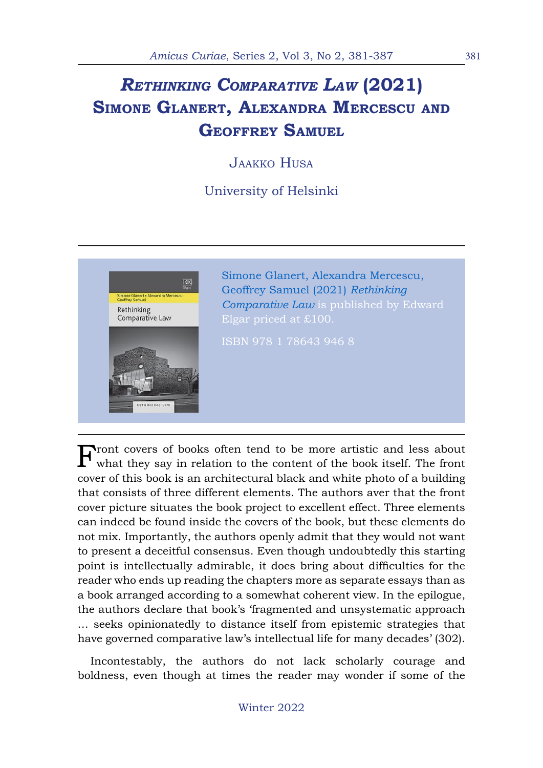# *Rethinking Comparative Law* (2021) Simone Glanert, Alexandra Mercescu and Geoffrey Samuel

Jaakko Husa

University of Helsinki

Simone Glanert, Alexandra Mercescu, Geoffrey Samuel (2021) *Rethinking Comparative Law* is published by Edward Elgar priced at £100.

ISBN 978 1 78643 946 8

Front covers of books often tend to be more artistic and less about what they say in relation to the content of the book itself. The front cover of this book is an architectural black and white photo of a building that consists of three different elements. The authors aver that the front cover picture situates the book project to excellent effect. Three elements can indeed be found inside the covers of the book, but these elements do not mix. Importantly, the authors openly admit that they would not want to present a deceitful consensus. Even though undoubtedly this starting point is intellectually admirable, it does bring about difficulties for the reader who ends up reading the chapters more as separate essays than as a book arranged according to a somewhat coherent view. In the epilogue, the authors declare that book's 'fragmented and unsystematic approach … seeks opinionatedly to distance itself from epistemic strategies that have governed comparative law's intellectual life for many decades' (302).

Incontestably, the authors do not lack scholarly courage and boldness, even though at times the reader may wonder if some of the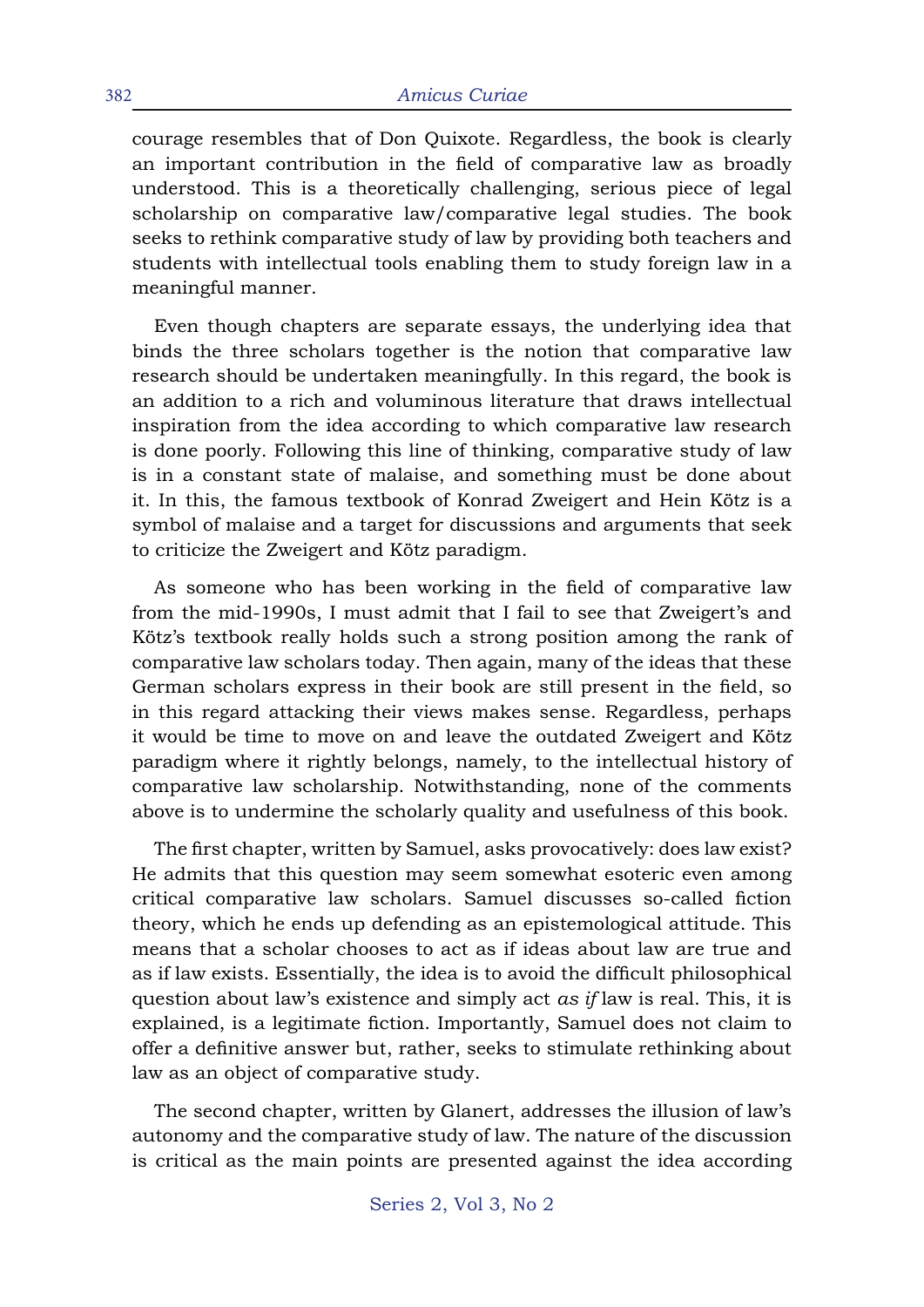courage resembles that of Don Quixote. Regardless, the book is clearly an important contribution in the field of comparative law as broadly understood. This is a theoretically challenging, serious piece of legal scholarship on comparative law/comparative legal studies. The book seeks to rethink comparative study of law by providing both teachers and students with intellectual tools enabling them to study foreign law in a meaningful manner.

Even though chapters are separate essays, the underlying idea that binds the three scholars together is the notion that comparative law research should be undertaken meaningfully. In this regard, the book is an addition to a rich and voluminous literature that draws intellectual inspiration from the idea according to which comparative law research is done poorly. Following this line of thinking, comparative study of law is in a constant state of malaise, and something must be done about it. In this, the famous textbook of Konrad Zweigert and Hein Kötz is a symbol of malaise and a target for discussions and arguments that seek to criticize the Zweigert and Kötz paradigm.

As someone who has been working in the field of comparative law from the mid-1990s, I must admit that I fail to see that Zweigert's and Kötz's textbook really holds such a strong position among the rank of comparative law scholars today. Then again, many of the ideas that these German scholars express in their book are still present in the field, so in this regard attacking their views makes sense. Regardless, perhaps it would be time to move on and leave the outdated Zweigert and Kötz paradigm where it rightly belongs, namely, to the intellectual history of comparative law scholarship. Notwithstanding, none of the comments above is to undermine the scholarly quality and usefulness of this book.

The first chapter, written by Samuel, asks provocatively: does law exist? He admits that this question may seem somewhat esoteric even among critical comparative law scholars. Samuel discusses so-called fiction theory, which he ends up defending as an epistemological attitude. This means that a scholar chooses to act as if ideas about law are true and as if law exists. Essentially, the idea is to avoid the difficult philosophical question about law's existence and simply act *as if* law is real. This, it is explained, is a legitimate fiction. Importantly, Samuel does not claim to offer a definitive answer but, rather, seeks to stimulate rethinking about law as an object of comparative study.

The second chapter, written by Glanert, addresses the illusion of law's autonomy and the comparative study of law. The nature of the discussion is critical as the main points are presented against the idea according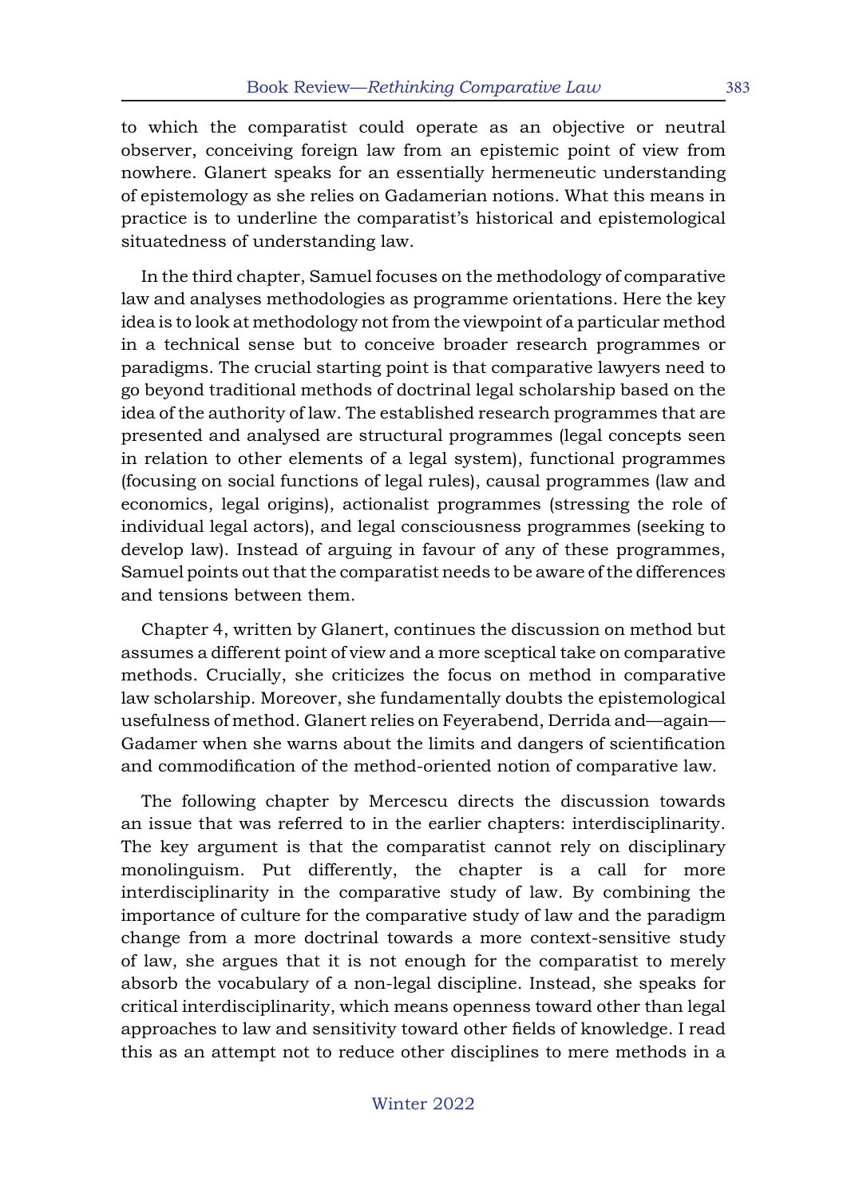to which the comparatist could operate as an objective or neutral observer, conceiving foreign law from an epistemic point of view from nowhere. Glanert speaks for an essentially hermeneutic understanding of epistemology as she relies on Gadamerian notions. What this means in practice is to underline the comparatist's historical and epistemological situatedness of understanding law.

In the third chapter, Samuel focuses on the methodology of comparative law and analyses methodologies as programme orientations. Here the key idea is to look at methodology not from the viewpoint of a particular method in a technical sense but to conceive broader research programmes or paradigms. The crucial starting point is that comparative lawyers need to go beyond traditional methods of doctrinal legal scholarship based on the idea of the authority of law. The established research programmes that are presented and analysed are structural programmes (legal concepts seen in relation to other elements of a legal system), functional programmes (focusing on social functions of legal rules), causal programmes (law and economics, legal origins), actionalist programmes (stressing the role of individual legal actors), and legal consciousness programmes (seeking to develop law). Instead of arguing in favour of any of these programmes, Samuel points out that the comparatist needs to be aware of the differences and tensions between them.

Chapter 4, written by Glanert, continues the discussion on method but assumes a different point of view and a more sceptical take on comparative methods. Crucially, she criticizes the focus on method in comparative law scholarship. Moreover, she fundamentally doubts the epistemological usefulness of method. Glanert relies on Feyerabend, Derrida and—again—Gadamer when she warns about the limits and dangers of scientification and commodification of the method-oriented notion of comparative law.

The following chapter by Mercescu directs the discussion towards an issue that was referred to in the earlier chapters: interdisciplinarity. The key argument is that the comparatist cannot rely on disciplinary monolinguism. Put differently, the chapter is a call for more interdisciplinarity in the comparative study of law. By combining the importance of culture for the comparative study of law and the paradigm change from a more doctrinal towards a more context-sensitive study of law, she argues that it is not enough for the comparatist to merely absorb the vocabulary of a non-legal discipline. Instead, she speaks for critical interdisciplinarity, which means openness toward other than legal approaches to law and sensitivity toward other fields of knowledge. I read this as an attempt not to reduce other disciplines to mere methods in a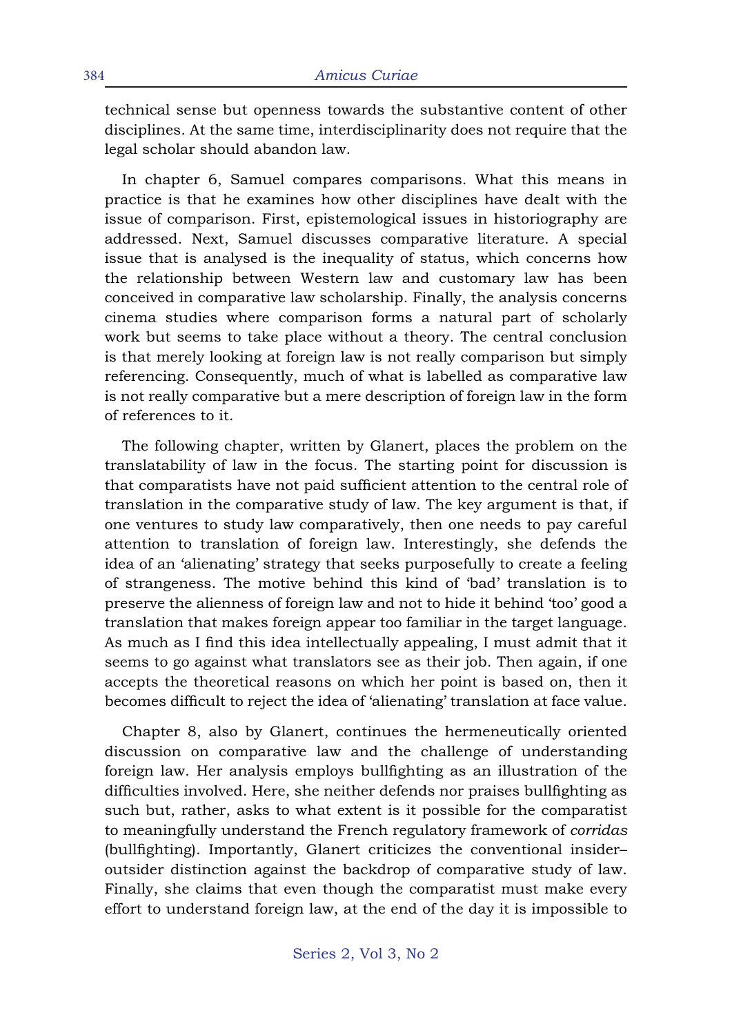technical sense but openness towards the substantive content of other disciplines. At the same time, interdisciplinarity does not require that the legal scholar should abandon law.

In chapter 6, Samuel compares comparisons. What this means in practice is that he examines how other disciplines have dealt with the issue of comparison. First, epistemological issues in historiography are addressed. Next, Samuel discusses comparative literature. A special issue that is analysed is the inequality of status, which concerns how the relationship between Western law and customary law has been conceived in comparative law scholarship. Finally, the analysis concerns cinema studies where comparison forms a natural part of scholarly work but seems to take place without a theory. The central conclusion is that merely looking at foreign law is not really comparison but simply referencing. Consequently, much of what is labelled as comparative law is not really comparative but a mere description of foreign law in the form of references to it.

The following chapter, written by Glanert, places the problem on the translatability of law in the focus. The starting point for discussion is that comparatists have not paid sufficient attention to the central role of translation in the comparative study of law. The key argument is that, if one ventures to study law comparatively, then one needs to pay careful attention to translation of foreign law. Interestingly, she defends the idea of an 'alienating' strategy that seeks purposefully to create a feeling of strangeness. The motive behind this kind of 'bad' translation is to preserve the alienness of foreign law and not to hide it behind 'too' good a translation that makes foreign appear too familiar in the target language. As much as I find this idea intellectually appealing, I must admit that it seems to go against what translators see as their job. Then again, if one accepts the theoretical reasons on which her point is based on, then it becomes difficult to reject the idea of 'alienating' translation at face value.

Chapter 8, also by Glanert, continues the hermeneutically oriented discussion on comparative law and the challenge of understanding foreign law. Her analysis employs bullfighting as an illustration of the difficulties involved. Here, she neither defends nor praises bullfighting as such but, rather, asks to what extent is it possible for the comparatist to meaningfully understand the French regulatory framework of *corridas* (bullfighting). Importantly, Glanert criticizes the conventional insider–outsider distinction against the backdrop of comparative study of law. Finally, she claims that even though the comparatist must make every effort to understand foreign law, at the end of the day it is impossible to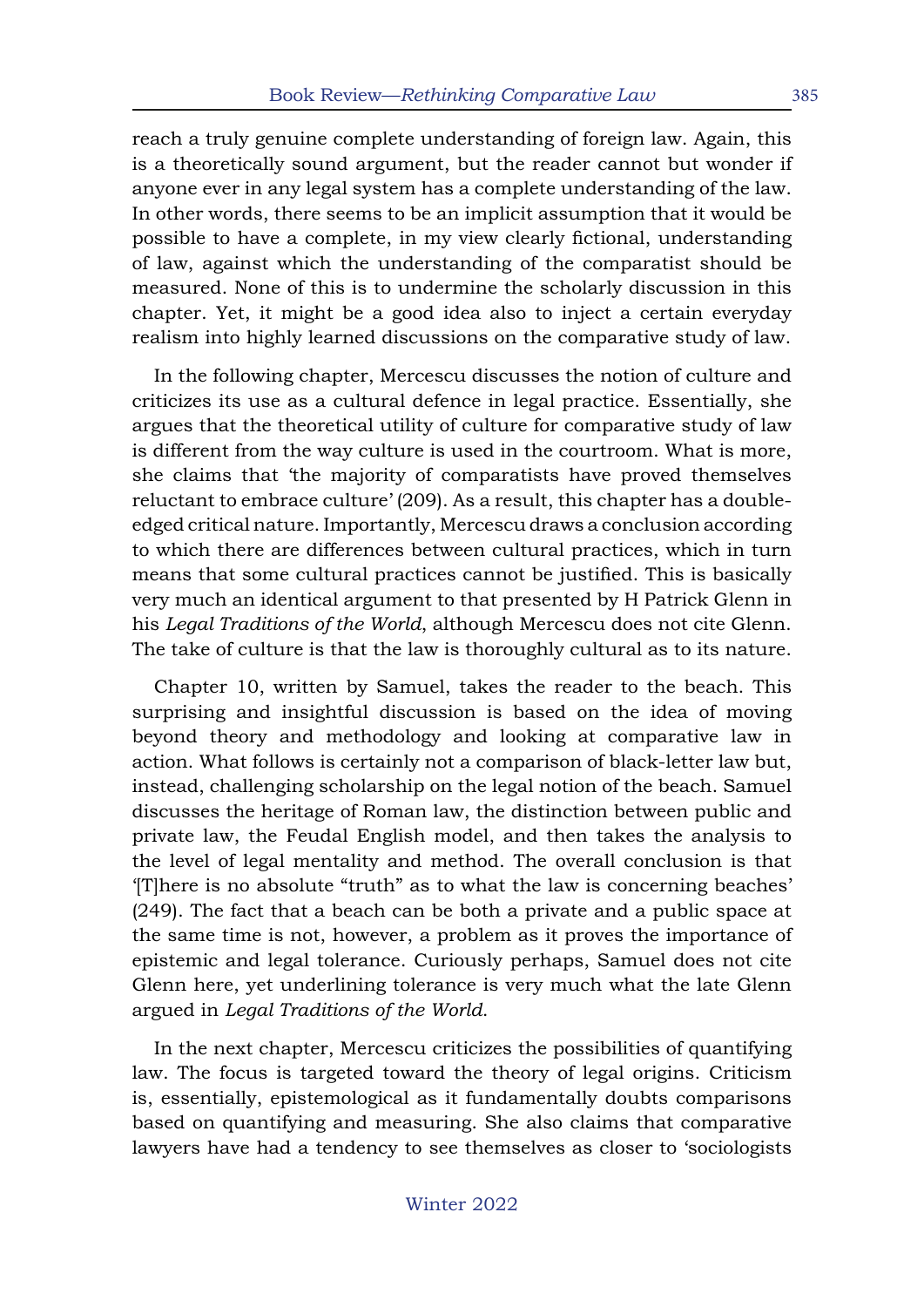reach a truly genuine complete understanding of foreign law. Again, this is a theoretically sound argument, but the reader cannot but wonder if anyone ever in any legal system has a complete understanding of the law. In other words, there seems to be an implicit assumption that it would be possible to have a complete, in my view clearly fictional, understanding of law, against which the understanding of the comparatist should be measured. None of this is to undermine the scholarly discussion in this chapter. Yet, it might be a good idea also to inject a certain everyday realism into highly learned discussions on the comparative study of law.

In the following chapter, Mercescu discusses the notion of culture and criticizes its use as a cultural defence in legal practice. Essentially, she argues that the theoretical utility of culture for comparative study of law is different from the way culture is used in the courtroom. What is more, she claims that 'the majority of comparatists have proved themselves reluctant to embrace culture' (209). As a result, this chapter has a double-edged critical nature. Importantly, Mercescu draws a conclusion according to which there are differences between cultural practices, which in turn means that some cultural practices cannot be justified. This is basically very much an identical argument to that presented by H Patrick Glenn in his *Legal Traditions of the World*, although Mercescu does not cite Glenn. The take of culture is that the law is thoroughly cultural as to its nature.

Chapter 10, written by Samuel, takes the reader to the beach. This surprising and insightful discussion is based on the idea of moving beyond theory and methodology and looking at comparative law in action. What follows is certainly not a comparison of black-letter law but, instead, challenging scholarship on the legal notion of the beach. Samuel discusses the heritage of Roman law, the distinction between public and private law, the Feudal English model, and then takes the analysis to the level of legal mentality and method. The overall conclusion is that '[T]here is no absolute "truth" as to what the law is concerning beaches' (249). The fact that a beach can be both a private and a public space at the same time is not, however, a problem as it proves the importance of epistemic and legal tolerance. Curiously perhaps, Samuel does not cite Glenn here, yet underlining tolerance is very much what the late Glenn argued in *Legal Traditions of the World*.

In the next chapter, Mercescu criticizes the possibilities of quantifying law. The focus is targeted toward the theory of legal origins. Criticism is, essentially, epistemological as it fundamentally doubts comparisons based on quantifying and measuring. She also claims that comparative lawyers have had a tendency to see themselves as closer to 'sociologists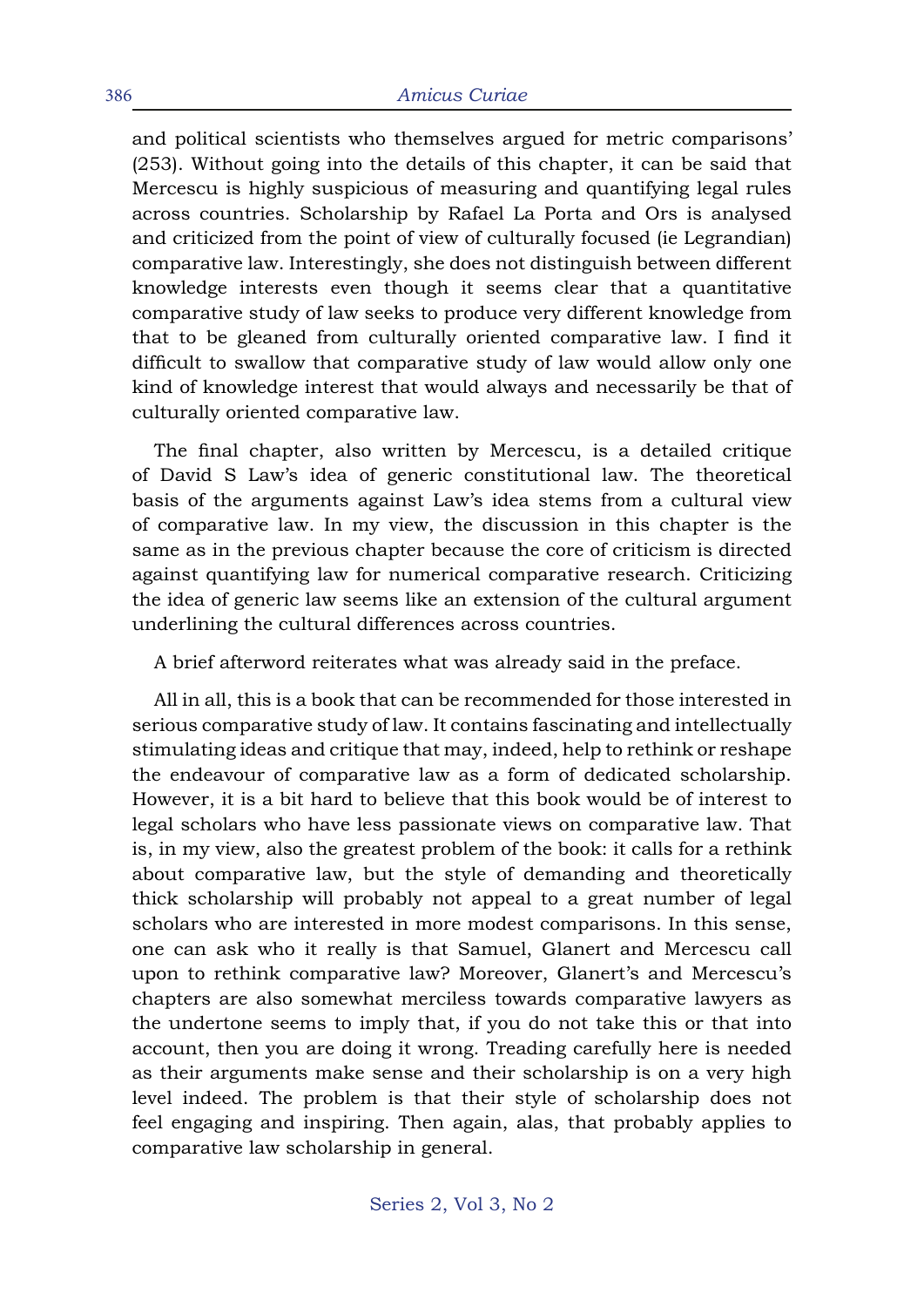and political scientists who themselves argued for metric comparisons' (253). Without going into the details of this chapter, it can be said that Mercescu is highly suspicious of measuring and quantifying legal rules across countries. Scholarship by Rafael La Porta and Ors is analysed and criticized from the point of view of culturally focused (ie Legrandian) comparative law. Interestingly, she does not distinguish between different knowledge interests even though it seems clear that a quantitative comparative study of law seeks to produce very different knowledge from that to be gleaned from culturally oriented comparative law. I find it difficult to swallow that comparative study of law would allow only one kind of knowledge interest that would always and necessarily be that of culturally oriented comparative law.

The final chapter, also written by Mercescu, is a detailed critique of David S Law's idea of generic constitutional law. The theoretical basis of the arguments against Law's idea stems from a cultural view of comparative law. In my view, the discussion in this chapter is the same as in the previous chapter because the core of criticism is directed against quantifying law for numerical comparative research. Criticizing the idea of generic law seems like an extension of the cultural argument underlining the cultural differences across countries.

A brief afterword reiterates what was already said in the preface.

All in all, this is a book that can be recommended for those interested in serious comparative study of law. It contains fascinating and intellectually stimulating ideas and critique that may, indeed, help to rethink or reshape the endeavour of comparative law as a form of dedicated scholarship. However, it is a bit hard to believe that this book would be of interest to legal scholars who have less passionate views on comparative law. That is, in my view, also the greatest problem of the book: it calls for a rethink about comparative law, but the style of demanding and theoretically thick scholarship will probably not appeal to a great number of legal scholars who are interested in more modest comparisons. In this sense, one can ask who it really is that Samuel, Glanert and Mercescu call upon to rethink comparative law? Moreover, Glanert's and Mercescu's chapters are also somewhat merciless towards comparative lawyers as the undertone seems to imply that, if you do not take this or that into account, then you are doing it wrong. Treading carefully here is needed as their arguments make sense and their scholarship is on a very high level indeed. The problem is that their style of scholarship does not feel engaging and inspiring. Then again, alas, that probably applies to comparative law scholarship in general.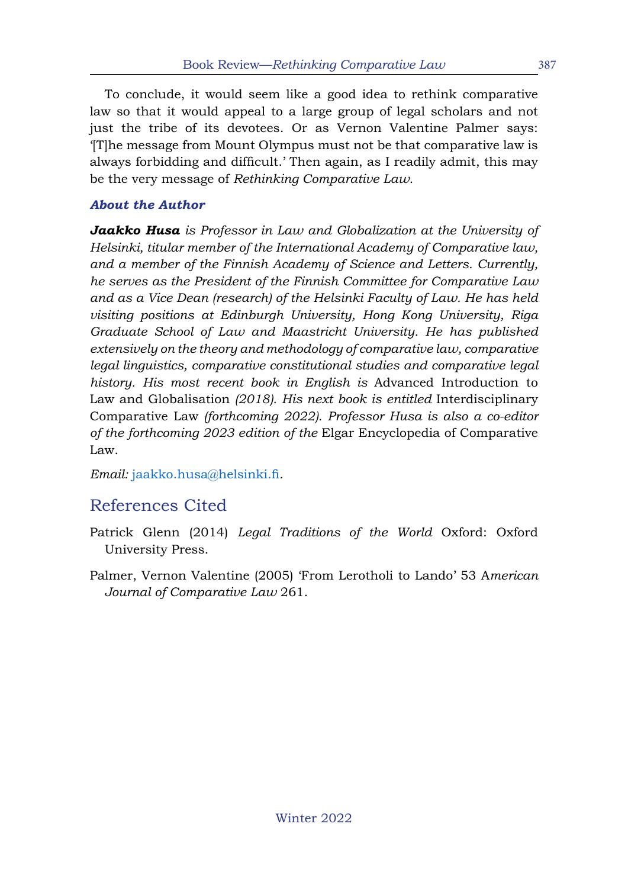To conclude, it would seem like a good idea to rethink comparative law so that it would appeal to a large group of legal scholars and not just the tribe of its devotees. Or as Vernon Valentine Palmer says: '[T]he message from Mount Olympus must not be that comparative law is always forbidding and difficult.' Then again, as I readily admit, this may be the very message of *Rethinking Comparative Law*.

### *About the Author*

***Jaakko Husa*** *is Professor in Law and Globalization at the University of Helsinki, titular member of the International Academy of Comparative law, and a member of the Finnish Academy of Science and Letters. Currently, he serves as the President of the Finnish Committee for Comparative Law and as a Vice Dean (research) of the Helsinki Faculty of Law. He has held visiting positions at Edinburgh University, Hong Kong University, Riga Graduate School of Law and Maastricht University. He has published extensively on the theory and methodology of comparative law, comparative legal linguistics, comparative constitutional studies and comparative legal history. His most recent book in English is* Advanced Introduction to Law and Globalisation *(2018). His next book is entitled* Interdisciplinary Comparative Law *(forthcoming 2022). Professor Husa is also a co-editor of the forthcoming 2023 edition of the* Elgar Encyclopedia of Comparative Law.

*Email:* jaakko.husa@helsinki.fi.

## References Cited

Patrick Glenn (2014) *Legal Traditions of the World* Oxford: Oxford University Press.

Palmer, Vernon Valentine (2005) 'From Lerotholi to Lando' 53 A*merican Journal of Comparative Law* 261.